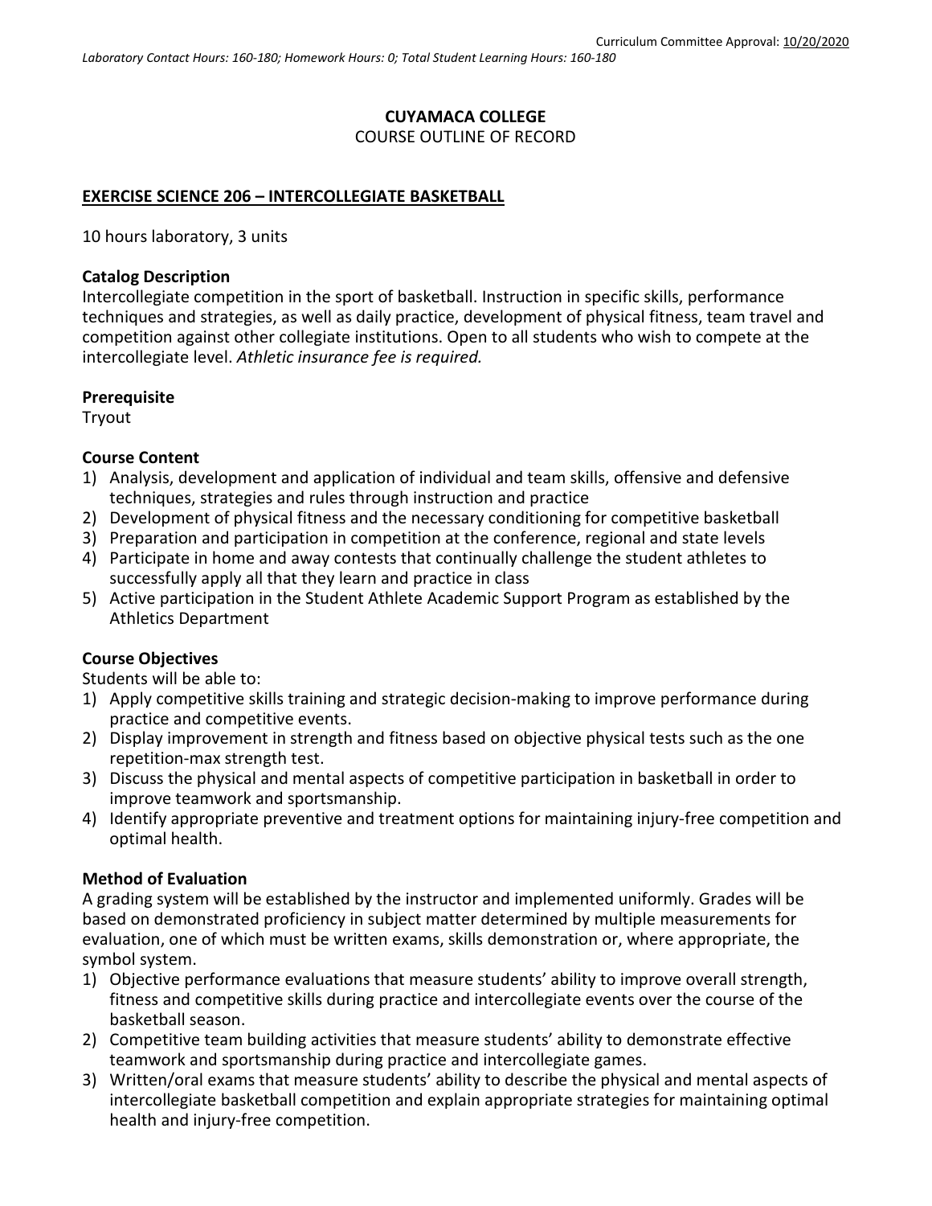Curriculum Committee Approval: 10/20/2020

*Laboratory Contact Hours: 160-180; Homework Hours: 0; Total Student Learning Hours: 160-180*

**CUYAMACA COLLEGE**
COURSE OUTLINE OF RECORD

**EXERCISE SCIENCE 206 – INTERCOLLEGIATE BASKETBALL**

10 hours laboratory, 3 units

**Catalog Description**
Intercollegiate competition in the sport of basketball. Instruction in specific skills, performance techniques and strategies, as well as daily practice, development of physical fitness, team travel and competition against other collegiate institutions. Open to all students who wish to compete at the intercollegiate level. *Athletic insurance fee is required.*

**Prerequisite**
Tryout

**Course Content**
1) Analysis, development and application of individual and team skills, offensive and defensive techniques, strategies and rules through instruction and practice
2) Development of physical fitness and the necessary conditioning for competitive basketball
3) Preparation and participation in competition at the conference, regional and state levels
4) Participate in home and away contests that continually challenge the student athletes to successfully apply all that they learn and practice in class
5) Active participation in the Student Athlete Academic Support Program as established by the Athletics Department

**Course Objectives**
Students will be able to:
1) Apply competitive skills training and strategic decision-making to improve performance during practice and competitive events.
2) Display improvement in strength and fitness based on objective physical tests such as the one repetition-max strength test.
3) Discuss the physical and mental aspects of competitive participation in basketball in order to improve teamwork and sportsmanship.
4) Identify appropriate preventive and treatment options for maintaining injury-free competition and optimal health.

**Method of Evaluation**
A grading system will be established by the instructor and implemented uniformly. Grades will be based on demonstrated proficiency in subject matter determined by multiple measurements for evaluation, one of which must be written exams, skills demonstration or, where appropriate, the symbol system.
1) Objective performance evaluations that measure students' ability to improve overall strength, fitness and competitive skills during practice and intercollegiate events over the course of the basketball season.
2) Competitive team building activities that measure students' ability to demonstrate effective teamwork and sportsmanship during practice and intercollegiate games.
3) Written/oral exams that measure students' ability to describe the physical and mental aspects of intercollegiate basketball competition and explain appropriate strategies for maintaining optimal health and injury-free competition.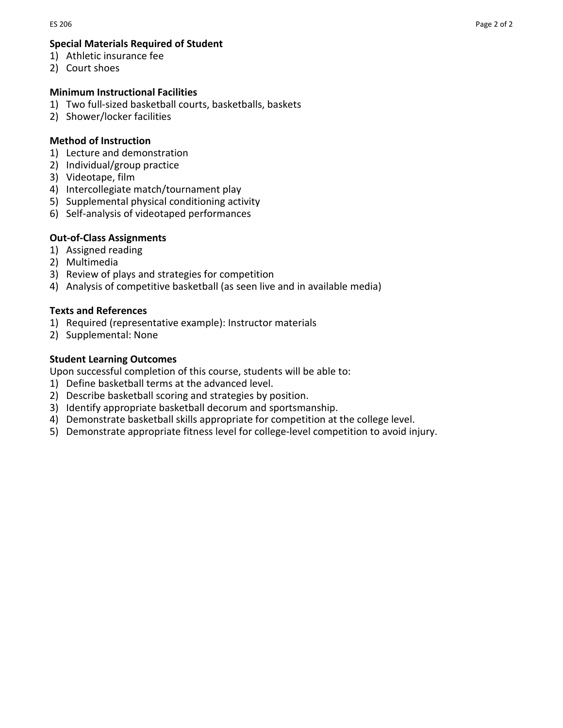**Special Materials Required of Student**

1) Athletic insurance fee
2) Court shoes

**Minimum Instructional Facilities**

1) Two full-sized basketball courts, basketballs, baskets
2) Shower/locker facilities

**Method of Instruction**

1) Lecture and demonstration
2) Individual/group practice
3) Videotape, film
4) Intercollegiate match/tournament play
5) Supplemental physical conditioning activity
6) Self-analysis of videotaped performances

**Out-of-Class Assignments**

1) Assigned reading
2) Multimedia
3) Review of plays and strategies for competition
4) Analysis of competitive basketball (as seen live and in available media)

**Texts and References**

1) Required (representative example): Instructor materials
2) Supplemental: None

**Student Learning Outcomes**

Upon successful completion of this course, students will be able to:

1) Define basketball terms at the advanced level.
2) Describe basketball scoring and strategies by position.
3) Identify appropriate basketball decorum and sportsmanship.
4) Demonstrate basketball skills appropriate for competition at the college level.
5) Demonstrate appropriate fitness level for college-level competition to avoid injury.